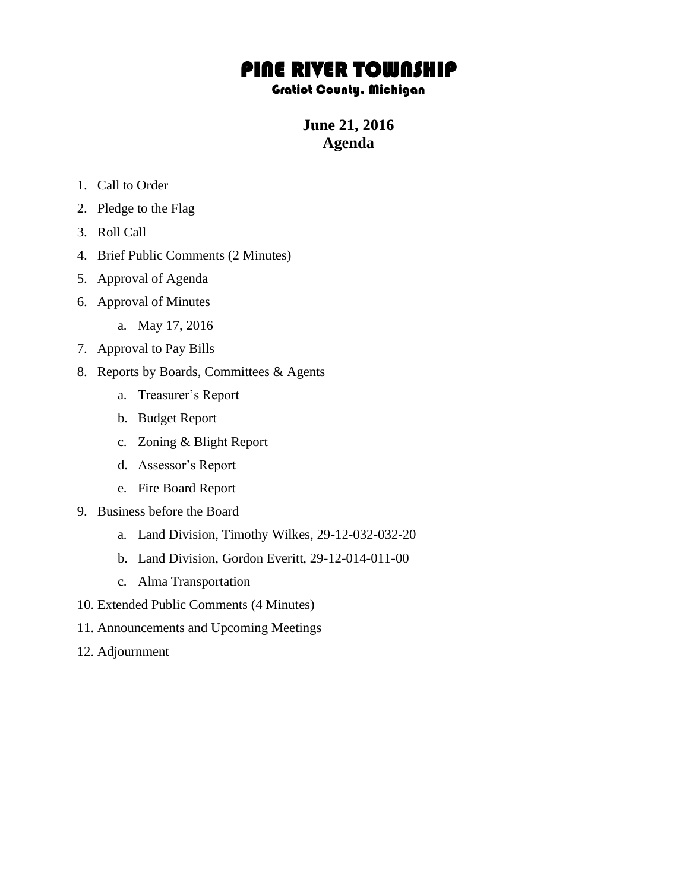# PINE RIVER TOWNSHIP

### Gratiot County, Michigan

**June 21, 2016**
**Agenda**

1. Call to Order
2. Pledge to the Flag
3. Roll Call
4. Brief Public Comments (2 Minutes)
5. Approval of Agenda
6. Approval of Minutes
    a. May 17, 2016
7. Approval to Pay Bills
8. Reports by Boards, Committees & Agents
    a. Treasurer's Report
    b. Budget Report
    c. Zoning & Blight Report
    d. Assessor's Report
    e. Fire Board Report
9. Business before the Board
    a. Land Division, Timothy Wilkes, 29-12-032-032-20
    b. Land Division, Gordon Everitt, 29-12-014-011-00
    c. Alma Transportation
10. Extended Public Comments (4 Minutes)
11. Announcements and Upcoming Meetings
12. Adjournment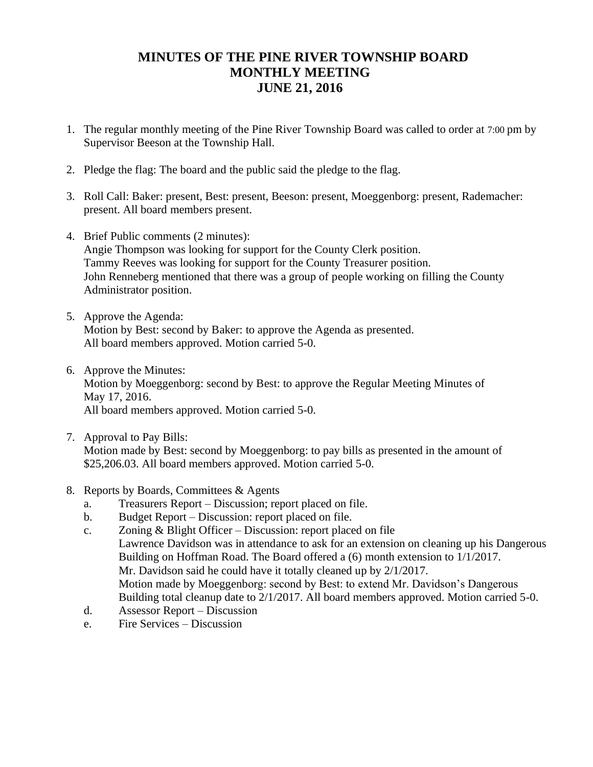# MINUTES OF THE PINE RIVER TOWNSHIP BOARD
# MONTHLY MEETING
# JUNE 21, 2016

1. The regular monthly meeting of the Pine River Township Board was called to order at 7:00 pm by Supervisor Beeson at the Township Hall.

2. Pledge the flag: The board and the public said the pledge to the flag.

3. Roll Call: Baker: present, Best: present, Beeson: present, Moeggenborg: present, Rademacher: present. All board members present.

4. Brief Public comments (2 minutes):
   Angie Thompson was looking for support for the County Clerk position.
   Tammy Reeves was looking for support for the County Treasurer position.
   John Renneberg mentioned that there was a group of people working on filling the County Administrator position.

5. Approve the Agenda:
   Motion by Best: second by Baker: to approve the Agenda as presented.
   All board members approved. Motion carried 5-0.

6. Approve the Minutes:
   Motion by Moeggenborg: second by Best: to approve the Regular Meeting Minutes of May 17, 2016.
   All board members approved. Motion carried 5-0.

7. Approval to Pay Bills:
   Motion made by Best: second by Moeggenborg: to pay bills as presented in the amount of $25,206.03. All board members approved. Motion carried 5-0.

8. Reports by Boards, Committees & Agents
   a. Treasurers Report – Discussion; report placed on file.
   b. Budget Report – Discussion: report placed on file.
   c. Zoning & Blight Officer – Discussion: report placed on file
      Lawrence Davidson was in attendance to ask for an extension on cleaning up his Dangerous Building on Hoffman Road. The Board offered a (6) month extension to 1/1/2017.
      Mr. Davidson said he could have it totally cleaned up by 2/1/2017.
      Motion made by Moeggenborg: second by Best: to extend Mr. Davidson's Dangerous Building total cleanup date to 2/1/2017. All board members approved. Motion carried 5-0.
   d. Assessor Report – Discussion
   e. Fire Services – Discussion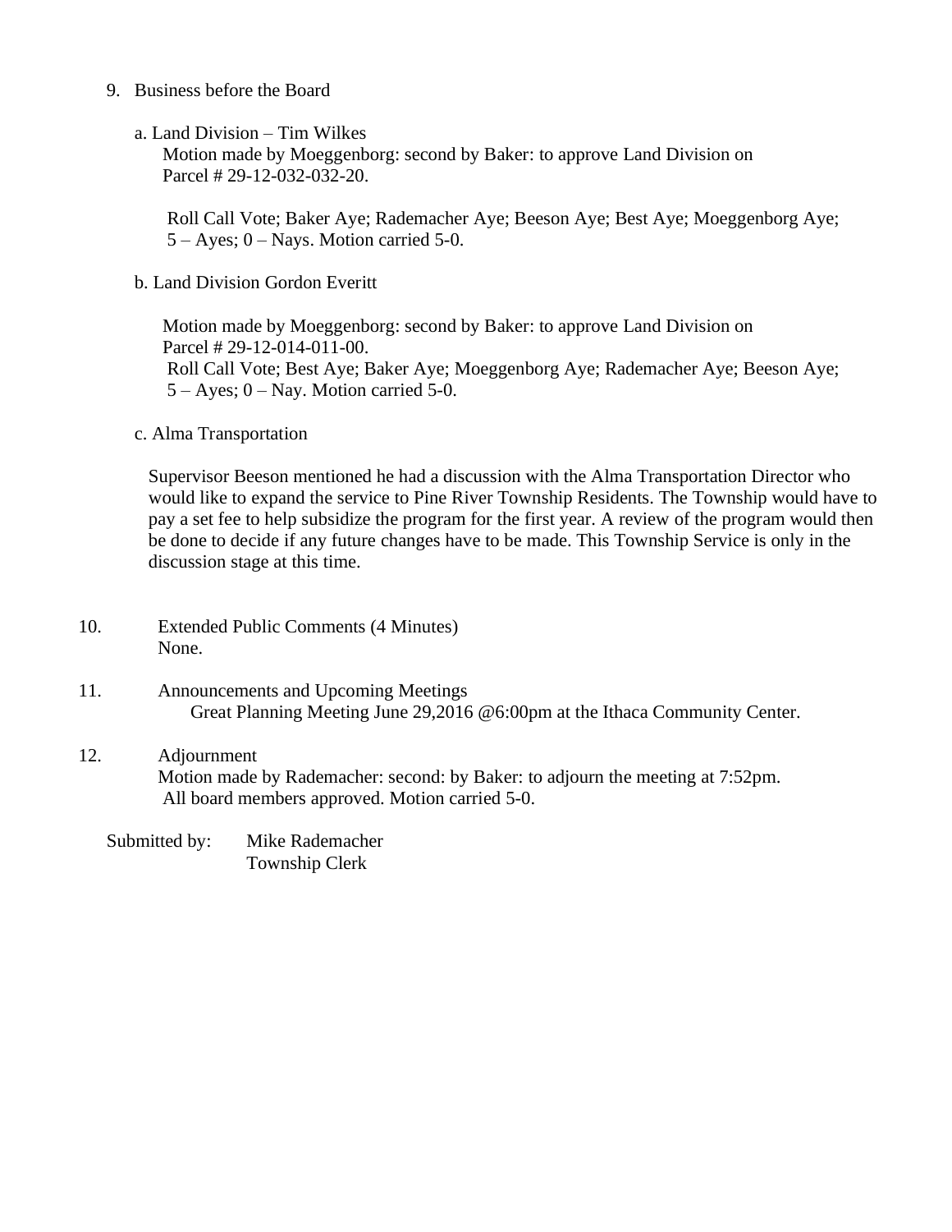9. Business before the Board

   a. Land Division – Tim Wilkes
      Motion made by Moeggenborg: second by Baker: to approve Land Division on Parcel # 29-12-032-032-20.

      Roll Call Vote; Baker Aye; Rademacher Aye; Beeson Aye; Best Aye; Moeggenborg Aye; 5 – Ayes; 0 – Nays. Motion carried 5-0.

   b. Land Division Gordon Everitt

      Motion made by Moeggenborg: second by Baker: to approve Land Division on Parcel # 29-12-014-011-00.
      Roll Call Vote; Best Aye; Baker Aye; Moeggenborg Aye; Rademacher Aye; Beeson Aye; 5 – Ayes; 0 – Nay. Motion carried 5-0.

   c. Alma Transportation

      Supervisor Beeson mentioned he had a discussion with the Alma Transportation Director who would like to expand the service to Pine River Township Residents. The Township would have to pay a set fee to help subsidize the program for the first year. A review of the program would then be done to decide if any future changes have to be made. This Township Service is only in the discussion stage at this time.

10. Extended Public Comments (4 Minutes)
    None.

11. Announcements and Upcoming Meetings
    Great Planning Meeting June 29,2016 @6:00pm at the Ithaca Community Center.

12. Adjournment
    Motion made by Rademacher: second: by Baker: to adjourn the meeting at 7:52pm.
    All board members approved. Motion carried 5-0.

Submitted by: Mike Rademacher
Township Clerk